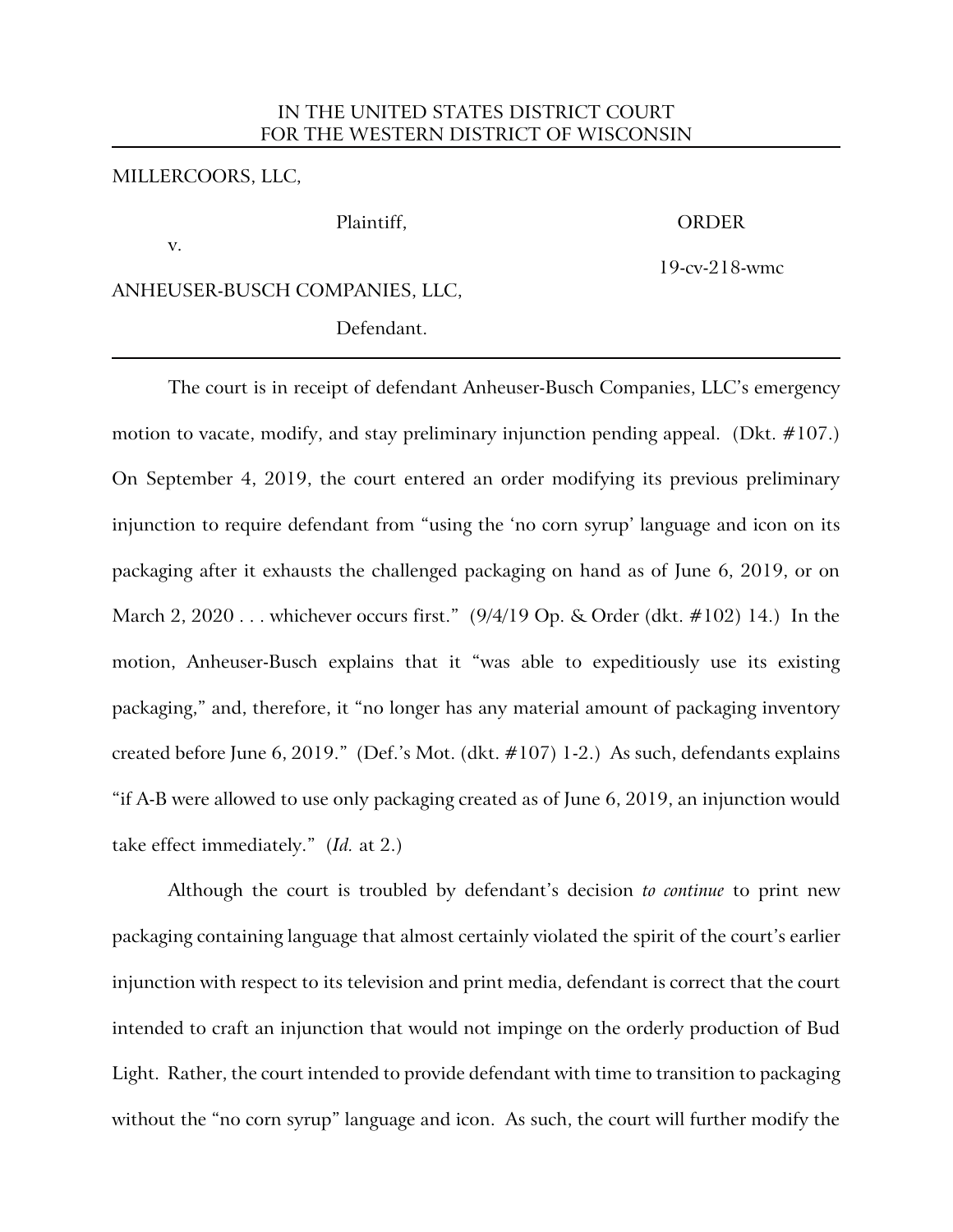IN THE UNITED STATES DISTRICT COURT
FOR THE WESTERN DISTRICT OF WISCONSIN

---

MILLERCOORS, LLC,

Plaintiff,

v.

ANHEUSER-BUSCH COMPANIES, LLC,

Defendant.

ORDER

19-cv-218-wmc

---

The court is in receipt of defendant Anheuser-Busch Companies, LLC's emergency motion to vacate, modify, and stay preliminary injunction pending appeal. (Dkt. #107.) On September 4, 2019, the court entered an order modifying its previous preliminary injunction to require defendant from "using the 'no corn syrup' language and icon on its packaging after it exhausts the challenged packaging on hand as of June 6, 2019, or on March 2, 2020 . . . whichever occurs first." (9/4/19 Op. & Order (dkt. #102) 14.) In the motion, Anheuser-Busch explains that it "was able to expeditiously use its existing packaging," and, therefore, it "no longer has any material amount of packaging inventory created before June 6, 2019." (Def.'s Mot. (dkt. #107) 1-2.) As such, defendants explains "if A-B were allowed to use only packaging created as of June 6, 2019, an injunction would take effect immediately." (*Id.* at 2.)

Although the court is troubled by defendant's decision *to continue* to print new packaging containing language that almost certainly violated the spirit of the court's earlier injunction with respect to its television and print media, defendant is correct that the court intended to craft an injunction that would not impinge on the orderly production of Bud Light. Rather, the court intended to provide defendant with time to transition to packaging without the "no corn syrup" language and icon. As such, the court will further modify the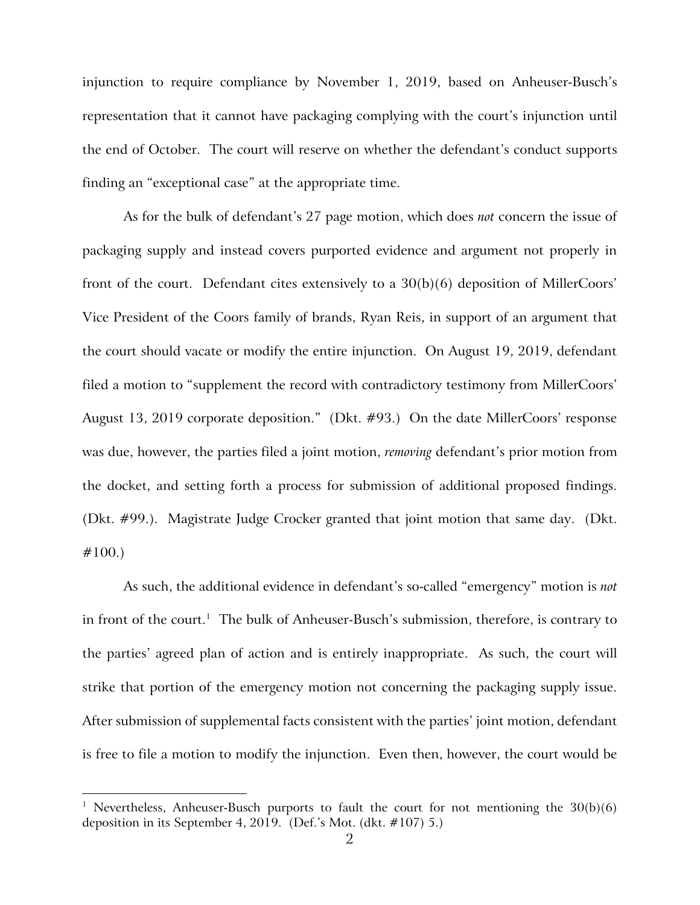injunction to require compliance by November 1, 2019, based on Anheuser-Busch's representation that it cannot have packaging complying with the court's injunction until the end of October. The court will reserve on whether the defendant's conduct supports finding an "exceptional case" at the appropriate time.

As for the bulk of defendant's 27 page motion, which does *not* concern the issue of packaging supply and instead covers purported evidence and argument not properly in front of the court. Defendant cites extensively to a 30(b)(6) deposition of MillerCoors' Vice President of the Coors family of brands, Ryan Reis, in support of an argument that the court should vacate or modify the entire injunction. On August 19, 2019, defendant filed a motion to "supplement the record with contradictory testimony from MillerCoors' August 13, 2019 corporate deposition." (Dkt. #93.) On the date MillerCoors' response was due, however, the parties filed a joint motion, *removing* defendant's prior motion from the docket, and setting forth a process for submission of additional proposed findings. (Dkt. #99.). Magistrate Judge Crocker granted that joint motion that same day. (Dkt. #100.)

As such, the additional evidence in defendant's so-called "emergency" motion is *not* in front of the court.[1] The bulk of Anheuser-Busch's submission, therefore, is contrary to the parties' agreed plan of action and is entirely inappropriate. As such, the court will strike that portion of the emergency motion not concerning the packaging supply issue. After submission of supplemental facts consistent with the parties' joint motion, defendant is free to file a motion to modify the injunction. Even then, however, the court would be

---

[1] Nevertheless, Anheuser-Busch purports to fault the court for not mentioning the 30(b)(6) deposition in its September 4, 2019. (Def.'s Mot. (dkt. #107) 5.)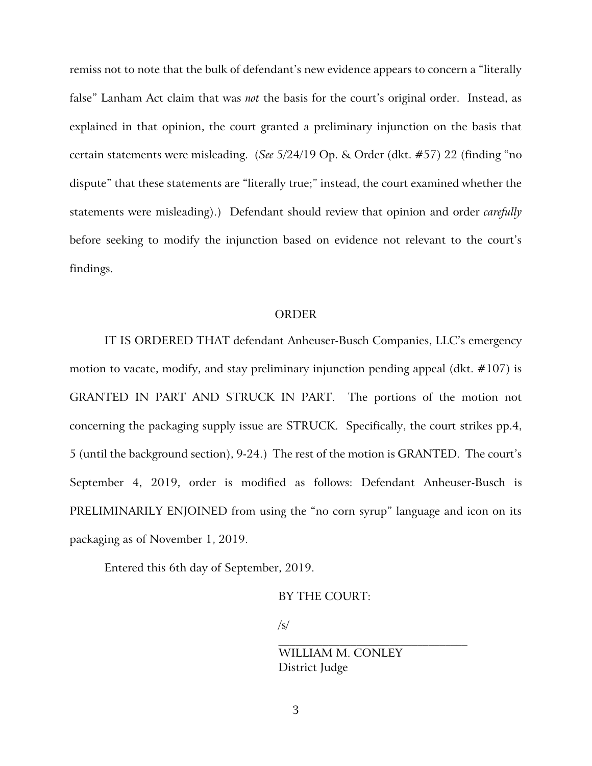remiss not to note that the bulk of defendant's new evidence appears to concern a "literally false" Lanham Act claim that was *not* the basis for the court's original order. Instead, as explained in that opinion, the court granted a preliminary injunction on the basis that certain statements were misleading. (*See* 5/24/19 Op. & Order (dkt. #57) 22 (finding "no dispute" that these statements are "literally true;" instead, the court examined whether the statements were misleading).) Defendant should review that opinion and order *carefully* before seeking to modify the injunction based on evidence not relevant to the court's findings.

ORDER

IT IS ORDERED THAT defendant Anheuser-Busch Companies, LLC's emergency motion to vacate, modify, and stay preliminary injunction pending appeal (dkt. #107) is GRANTED IN PART AND STRUCK IN PART. The portions of the motion not concerning the packaging supply issue are STRUCK. Specifically, the court strikes pp.4, 5 (until the background section), 9-24.) The rest of the motion is GRANTED. The court's September 4, 2019, order is modified as follows: Defendant Anheuser-Busch is PRELIMINARILY ENJOINED from using the "no corn syrup" language and icon on its packaging as of November 1, 2019.

Entered this 6th day of September, 2019.

BY THE COURT:

/s/

\_\_\_\_\_\_\_\_\_\_\_\_\_\_\_\_\_\_\_\_\_\_\_\_\_\_\_\_\_\_\_\_\_\_

WILLIAM M. CONLEY
District Judge